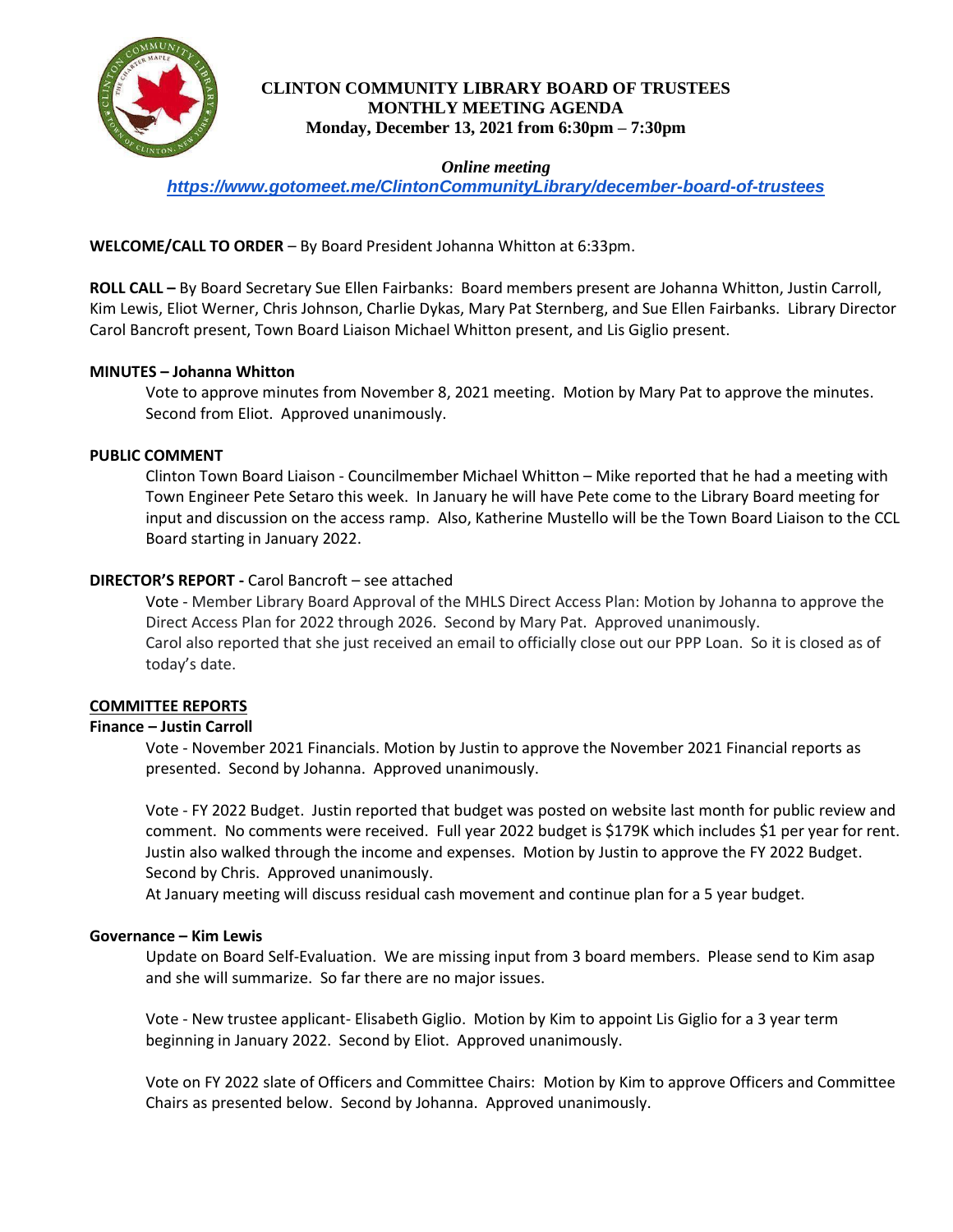# CLINTON COMMUNITY LIBRARY BOARD OF TRUSTEES
## MONTHLY MEETING AGENDA
### Monday, December 13, 2021 from 6:30pm – 7:30pm

*Online meeting*

***https://www.gotomeet.me/ClintonCommunityLibrary/december-board-of-trustees***

**WELCOME/CALL TO ORDER** – By Board President Johanna Whitton at 6:33pm.

**ROLL CALL –** By Board Secretary Sue Ellen Fairbanks: Board members present are Johanna Whitton, Justin Carroll, Kim Lewis, Eliot Werner, Chris Johnson, Charlie Dykas, Mary Pat Sternberg, and Sue Ellen Fairbanks. Library Director Carol Bancroft present, Town Board Liaison Michael Whitton present, and Lis Giglio present.

**MINUTES – Johanna Whitton**

Vote to approve minutes from November 8, 2021 meeting. Motion by Mary Pat to approve the minutes. Second from Eliot. Approved unanimously.

**PUBLIC COMMENT**

Clinton Town Board Liaison - Councilmember Michael Whitton – Mike reported that he had a meeting with Town Engineer Pete Setaro this week. In January he will have Pete come to the Library Board meeting for input and discussion on the access ramp. Also, Katherine Mustello will be the Town Board Liaison to the CCL Board starting in January 2022.

**DIRECTOR'S REPORT -** Carol Bancroft – see attached

Vote - Member Library Board Approval of the MHLS Direct Access Plan: Motion by Johanna to approve the Direct Access Plan for 2022 through 2026. Second by Mary Pat. Approved unanimously.
Carol also reported that she just received an email to officially close out our PPP Loan. So it is closed as of today's date.

**<u>COMMITTEE REPORTS</u>**

**Finance – Justin Carroll**

Vote - November 2021 Financials. Motion by Justin to approve the November 2021 Financial reports as presented. Second by Johanna. Approved unanimously.

Vote - FY 2022 Budget. Justin reported that budget was posted on website last month for public review and comment. No comments were received. Full year 2022 budget is $179K which includes $1 per year for rent. Justin also walked through the income and expenses. Motion by Justin to approve the FY 2022 Budget. Second by Chris. Approved unanimously.
At January meeting will discuss residual cash movement and continue plan for a 5 year budget.

**Governance – Kim Lewis**

Update on Board Self-Evaluation. We are missing input from 3 board members. Please send to Kim asap and she will summarize. So far there are no major issues.

Vote - New trustee applicant- Elisabeth Giglio. Motion by Kim to appoint Lis Giglio for a 3 year term beginning in January 2022. Second by Eliot. Approved unanimously.

Vote on FY 2022 slate of Officers and Committee Chairs: Motion by Kim to approve Officers and Committee Chairs as presented below. Second by Johanna. Approved unanimously.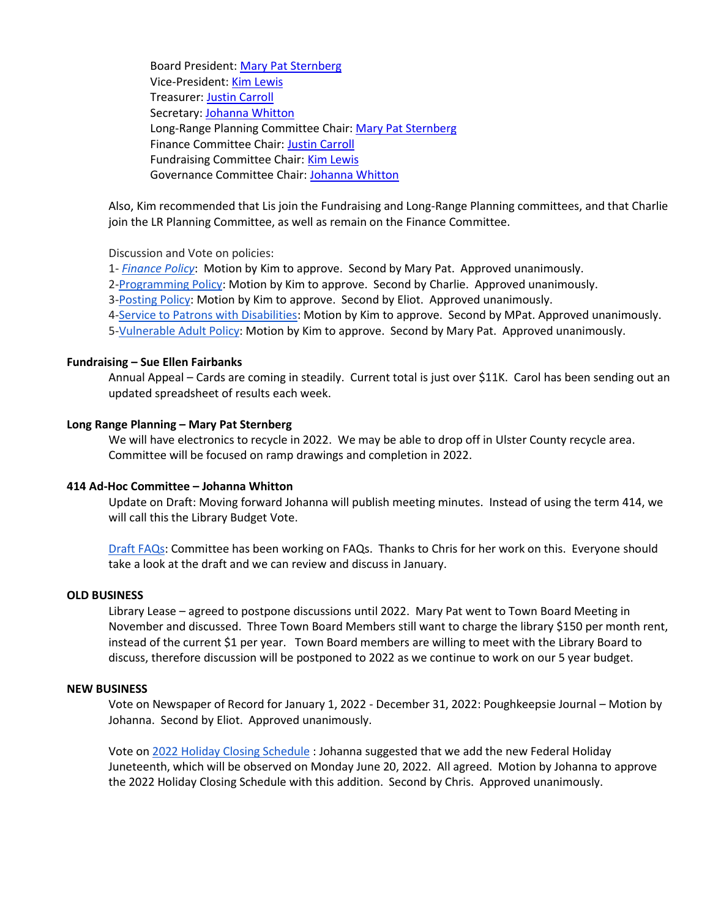Board President: Mary Pat Sternberg
Vice-President: Kim Lewis
Treasurer: Justin Carroll
Secretary: Johanna Whitton
Long-Range Planning Committee Chair: Mary Pat Sternberg
Finance Committee Chair: Justin Carroll
Fundraising Committee Chair: Kim Lewis
Governance Committee Chair: Johanna Whitton

Also, Kim recommended that Lis join the Fundraising and Long-Range Planning committees, and that Charlie join the LR Planning Committee, as well as remain on the Finance Committee.

Discussion and Vote on policies:
1- *Finance Policy*: Motion by Kim to approve. Second by Mary Pat. Approved unanimously.
2-Programming Policy: Motion by Kim to approve. Second by Charlie. Approved unanimously.
3-Posting Policy: Motion by Kim to approve. Second by Eliot. Approved unanimously.
4-Service to Patrons with Disabilities: Motion by Kim to approve. Second by MPat. Approved unanimously.
5-Vulnerable Adult Policy: Motion by Kim to approve. Second by Mary Pat. Approved unanimously.

**Fundraising – Sue Ellen Fairbanks**

Annual Appeal – Cards are coming in steadily. Current total is just over $11K. Carol has been sending out an updated spreadsheet of results each week.

**Long Range Planning – Mary Pat Sternberg**

We will have electronics to recycle in 2022. We may be able to drop off in Ulster County recycle area. Committee will be focused on ramp drawings and completion in 2022.

**414 Ad-Hoc Committee – Johanna Whitton**

Update on Draft: Moving forward Johanna will publish meeting minutes. Instead of using the term 414, we will call this the Library Budget Vote.

Draft FAQs: Committee has been working on FAQs. Thanks to Chris for her work on this. Everyone should take a look at the draft and we can review and discuss in January.

**OLD BUSINESS**

Library Lease – agreed to postpone discussions until 2022. Mary Pat went to Town Board Meeting in November and discussed. Three Town Board Members still want to charge the library $150 per month rent, instead of the current $1 per year. Town Board members are willing to meet with the Library Board to discuss, therefore discussion will be postponed to 2022 as we continue to work on our 5 year budget.

**NEW BUSINESS**

Vote on Newspaper of Record for January 1, 2022 - December 31, 2022: Poughkeepsie Journal – Motion by Johanna. Second by Eliot. Approved unanimously.

Vote on 2022 Holiday Closing Schedule : Johanna suggested that we add the new Federal Holiday Juneteenth, which will be observed on Monday June 20, 2022. All agreed. Motion by Johanna to approve the 2022 Holiday Closing Schedule with this addition. Second by Chris. Approved unanimously.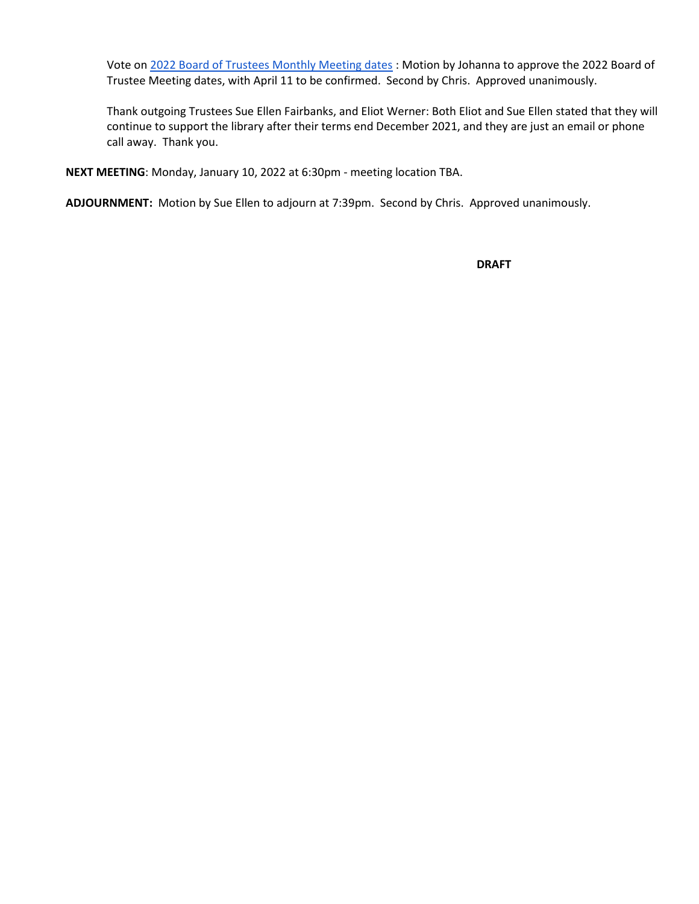Vote on 2022 Board of Trustees Monthly Meeting dates : Motion by Johanna to approve the 2022 Board of Trustee Meeting dates, with April 11 to be confirmed. Second by Chris. Approved unanimously.

Thank outgoing Trustees Sue Ellen Fairbanks, and Eliot Werner: Both Eliot and Sue Ellen stated that they will continue to support the library after their terms end December 2021, and they are just an email or phone call away. Thank you.

**NEXT MEETING**: Monday, January 10, 2022 at 6:30pm - meeting location TBA.

**ADJOURNMENT:** Motion by Sue Ellen to adjourn at 7:39pm. Second by Chris. Approved unanimously.

**DRAFT**